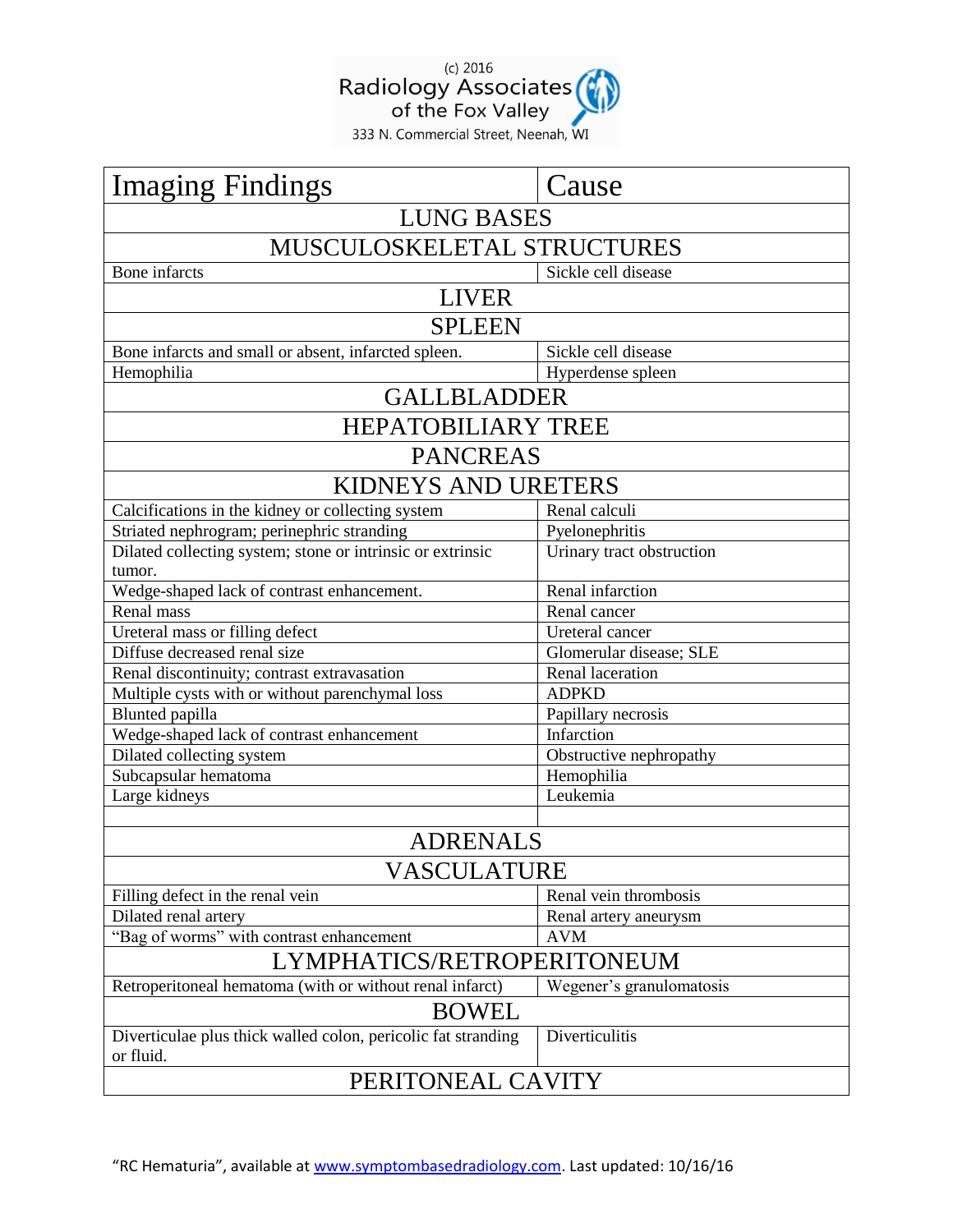(c) 2016
Radiology Associates of the Fox Valley
333 N. Commercial Street, Neenah, WI

| Imaging Findings | Cause |
|---|---|
| **LUNG BASES** | |
| **MUSCULOSKELETAL STRUCTURES** | |
| Bone infarcts | Sickle cell disease |
| **LIVER** | |
| **SPLEEN** | |
| Bone infarcts and small or absent, infarcted spleen. | Sickle cell disease |
| Hemophilia | Hyperdense spleen |
| **GALLBLADDER** | |
| **HEPATOBILIARY TREE** | |
| **PANCREAS** | |
| **KIDNEYS AND URETERS** | |
| Calcifications in the kidney or collecting system | Renal calculi |
| Striated nephrogram; perinephric stranding | Pyelonephritis |
| Dilated collecting system; stone or intrinsic or extrinsic tumor. | Urinary tract obstruction |
| Wedge-shaped lack of contrast enhancement. | Renal infarction |
| Renal mass | Renal cancer |
| Ureteral mass or filling defect | Ureteral cancer |
| Diffuse decreased renal size | Glomerular disease; SLE |
| Renal discontinuity; contrast extravasation | Renal laceration |
| Multiple cysts with or without parenchymal loss | ADPKD |
| Blunted papilla | Papillary necrosis |
| Wedge-shaped lack of contrast enhancement | Infarction |
| Dilated collecting system | Obstructive nephropathy |
| Subcapsular hematoma | Hemophilia |
| Large kidneys | Leukemia |
| | |
| **ADRENALS** | |
| **VASCULATURE** | |
| Filling defect in the renal vein | Renal vein thrombosis |
| Dilated renal artery | Renal artery aneurysm |
| "Bag of worms" with contrast enhancement | AVM |
| **LYMPHATICS/RETROPERITONEUM** | |
| Retroperitoneal hematoma (with or without renal infarct) | Wegener's granulomatosis |
| **BOWEL** | |
| Diverticulae plus thick walled colon, pericolic fat stranding or fluid. | Diverticulitis |
| **PERITONEAL CAVITY** | |

"RC Hematuria", available at www.symptombasedradiology.com. Last updated: 10/16/16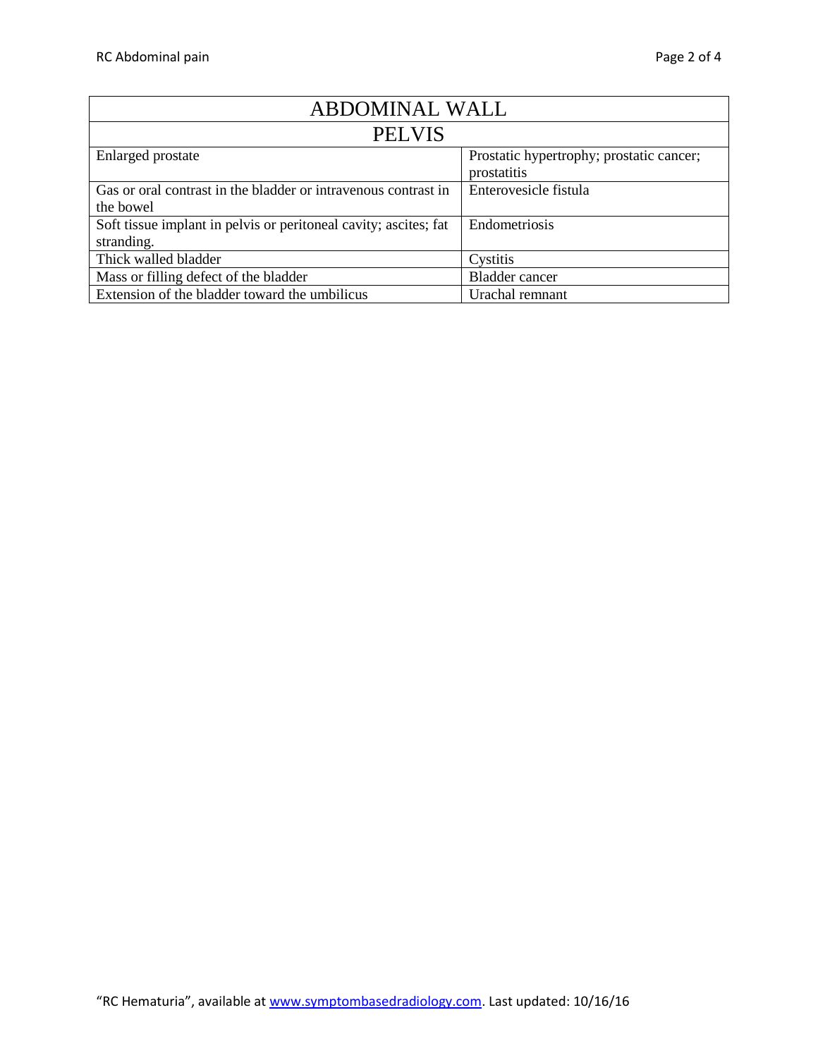| ABDOMINAL WALL | |
|---|---|
| **PELVIS** | |
| Enlarged prostate | Prostatic hypertrophy; prostatic cancer; prostatitis |
| Gas or oral contrast in the bladder or intravenous contrast in the bowel | Enterovesicle fistula |
| Soft tissue implant in pelvis or peritoneal cavity; ascites; fat stranding. | Endometriosis |
| Thick walled bladder | Cystitis |
| Mass or filling defect of the bladder | Bladder cancer |
| Extension of the bladder toward the umbilicus | Urachal remnant |

"RC Hematuria", available at www.symptombasedradiology.com. Last updated: 10/16/16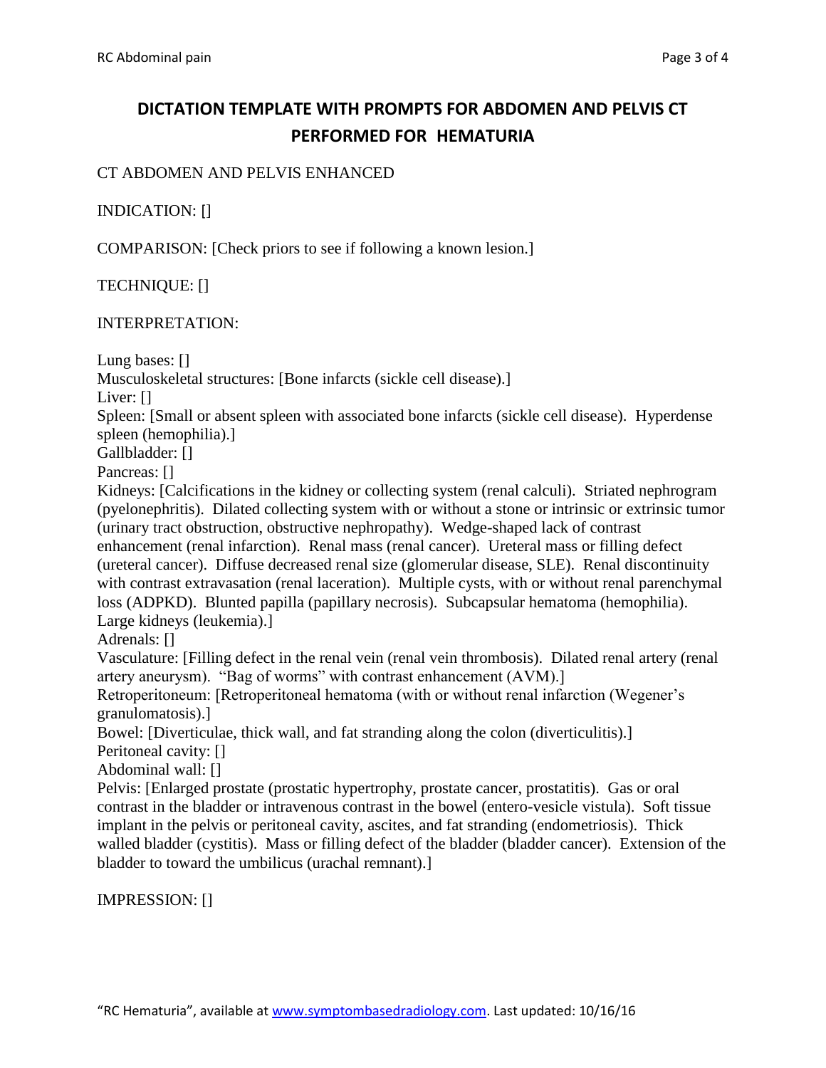# DICTATION TEMPLATE WITH PROMPTS FOR ABDOMEN AND PELVIS CT PERFORMED FOR HEMATURIA

CT ABDOMEN AND PELVIS ENHANCED

INDICATION: []

COMPARISON: [Check priors to see if following a known lesion.]

TECHNIQUE: []

INTERPRETATION:

Lung bases: []
Musculoskeletal structures: [Bone infarcts (sickle cell disease).]
Liver: []
Spleen: [Small or absent spleen with associated bone infarcts (sickle cell disease). Hyperdense spleen (hemophilia).]
Gallbladder: []
Pancreas: []
Kidneys: [Calcifications in the kidney or collecting system (renal calculi). Striated nephrogram (pyelonephritis). Dilated collecting system with or without a stone or intrinsic or extrinsic tumor (urinary tract obstruction, obstructive nephropathy). Wedge-shaped lack of contrast enhancement (renal infarction). Renal mass (renal cancer). Ureteral mass or filling defect (ureteral cancer). Diffuse decreased renal size (glomerular disease, SLE). Renal discontinuity with contrast extravasation (renal laceration). Multiple cysts, with or without renal parenchymal loss (ADPKD). Blunted papilla (papillary necrosis). Subcapsular hematoma (hemophilia). Large kidneys (leukemia).]
Adrenals: []
Vasculature: [Filling defect in the renal vein (renal vein thrombosis). Dilated renal artery (renal artery aneurysm). "Bag of worms" with contrast enhancement (AVM).]
Retroperitoneum: [Retroperitoneal hematoma (with or without renal infarction (Wegener's granulomatosis).]
Bowel: [Diverticulae, thick wall, and fat stranding along the colon (diverticulitis).]
Peritoneal cavity: []
Abdominal wall: []
Pelvis: [Enlarged prostate (prostatic hypertrophy, prostate cancer, prostatitis). Gas or oral contrast in the bladder or intravenous contrast in the bowel (entero-vesicle vistula). Soft tissue implant in the pelvis or peritoneal cavity, ascites, and fat stranding (endometriosis). Thick walled bladder (cystitis). Mass or filling defect of the bladder (bladder cancer). Extension of the bladder to toward the umbilicus (urachal remnant).]

IMPRESSION: []

"RC Hematuria", available at www.symptombasedradiology.com. Last updated: 10/16/16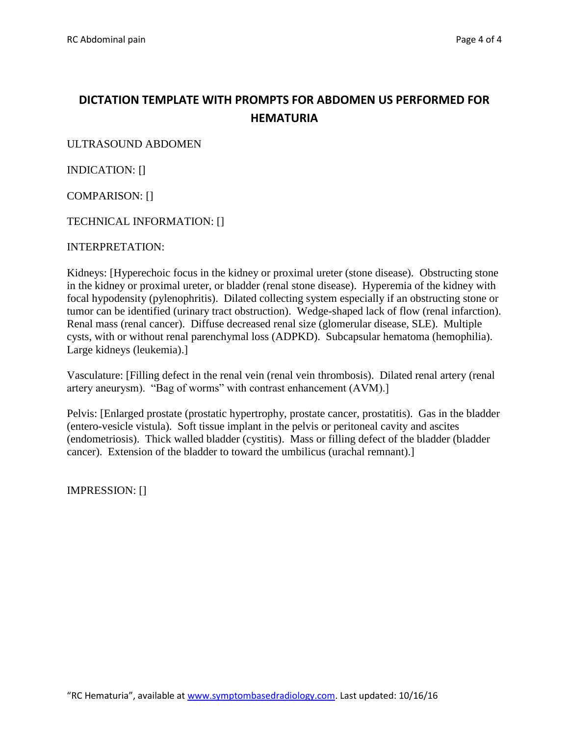# DICTATION TEMPLATE WITH PROMPTS FOR ABDOMEN US PERFORMED FOR HEMATURIA

ULTRASOUND ABDOMEN

INDICATION: []

COMPARISON: []

TECHNICAL INFORMATION: []

INTERPRETATION:

Kidneys: [Hyperechoic focus in the kidney or proximal ureter (stone disease). Obstructing stone in the kidney or proximal ureter, or bladder (renal stone disease). Hyperemia of the kidney with focal hypodensity (pylenophritis). Dilated collecting system especially if an obstructing stone or tumor can be identified (urinary tract obstruction). Wedge-shaped lack of flow (renal infarction). Renal mass (renal cancer). Diffuse decreased renal size (glomerular disease, SLE). Multiple cysts, with or without renal parenchymal loss (ADPKD). Subcapsular hematoma (hemophilia). Large kidneys (leukemia).]

Vasculature: [Filling defect in the renal vein (renal vein thrombosis). Dilated renal artery (renal artery aneurysm). "Bag of worms" with contrast enhancement (AVM).]

Pelvis: [Enlarged prostate (prostatic hypertrophy, prostate cancer, prostatitis). Gas in the bladder (entero-vesicle vistula). Soft tissue implant in the pelvis or peritoneal cavity and ascites (endometriosis). Thick walled bladder (cystitis). Mass or filling defect of the bladder (bladder cancer). Extension of the bladder to toward the umbilicus (urachal remnant).]

IMPRESSION: []

"RC Hematuria", available at www.symptombasedradiology.com. Last updated: 10/16/16